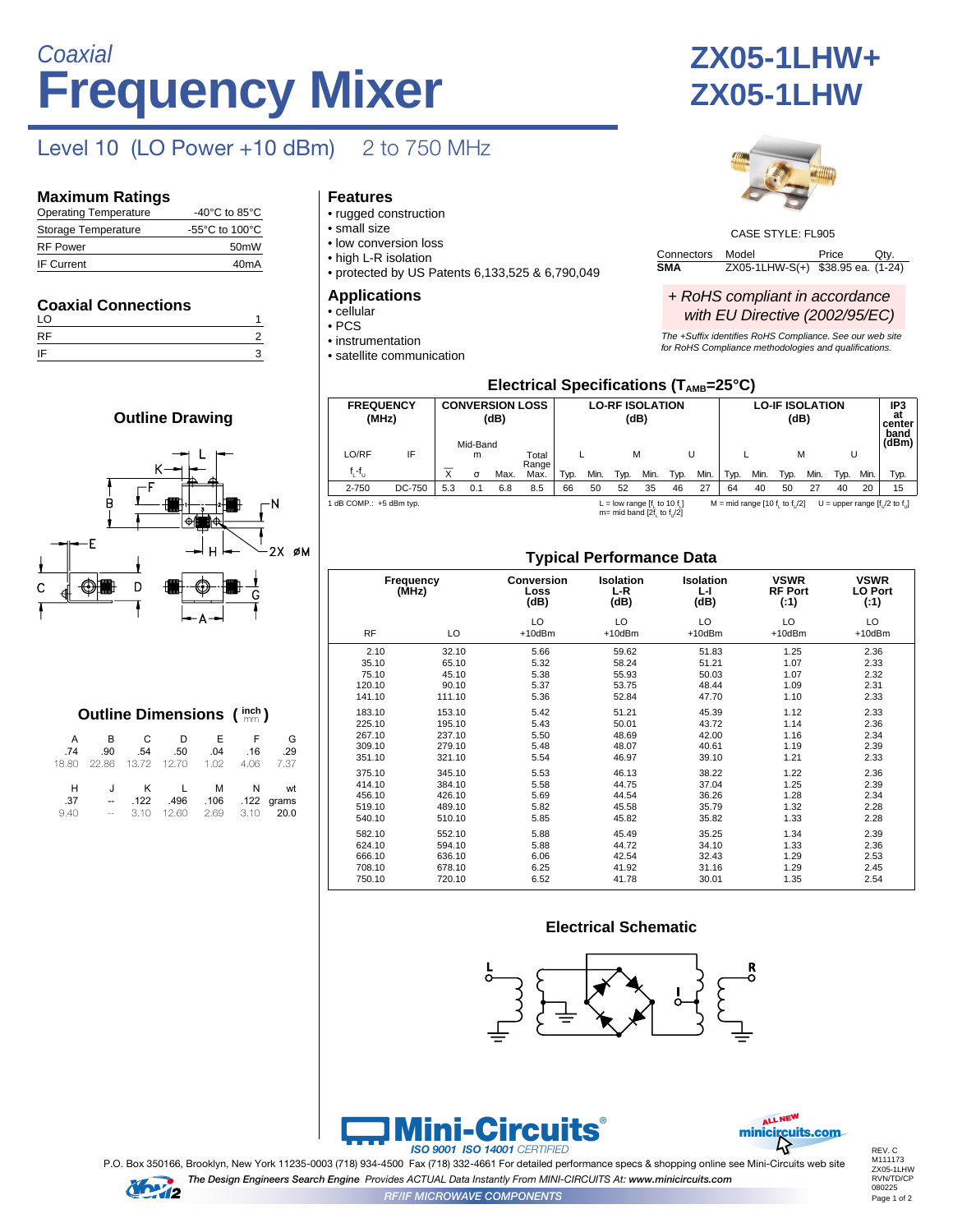# Coaxial Frequency Mixer

# ZX05-1LHW+ ZX05-1LHW

## Level 10 (LO Power +10 dBm) 2 to 750 MHz

### Maximum Ratings

| | |
|---|---|
| Operating Temperature | -40°C to 85°C |
| Storage Temperature | -55°C to 100°C |
| RF Power | 50mW |
| IF Current | 40mA |

### Coaxial Connections

| | |
|---|---|
| LO | 1 |
| RF | 2 |
| IF | 3 |

### Features

- rugged construction
- small size
- low conversion loss
- high L-R isolation
- protected by US Patents 6,133,525 & 6,790,049

### Applications

- cellular
- PCS
- instrumentation
- satellite communication

CASE STYLE: FL905

| Connectors | Model | Price | Qty. |
|---|---|---|---|
| **SMA** | ZX05-1LHW-S(+) | $38.95 ea. | (1-24) |

*+ RoHS compliant in accordance with EU Directive (2002/95/EC)*

*The +Suffix identifies RoHS Compliance. See our web site for RoHS Compliance methodologies and qualifications.*

### Outline Drawing

### Outline Dimensions ( inch / mm )

| A | B | C | D | E | F | G |
|---|---|---|---|---|---|---|
| .74 | .90 | .54 | .50 | .04 | .16 | .29 |
| 18.80 | 22.86 | 13.72 | 12.70 | 1.02 | 4.06 | 7.37 |

| H | J | K | L | M | N | wt |
|---|---|---|---|---|---|---|
| .37 | -- | .122 | .496 | .106 | .122 | grams |
| 9.40 | -- | 3.10 | 12.60 | 2.69 | 3.10 | 20.0 |

### Electrical Specifications ($T_{AMB}$=25°C)

| FREQUENCY (MHz) | | CONVERSION LOSS (dB) | | | | LO-RF ISOLATION (dB) | | | | | | LO-IF ISOLATION (dB) | | | | | | IP3 at center band (dBm) |
|---|---|---|---|---|---|---|---|---|---|---|---|---|---|---|---|---|---|---|
| LO/RF | IF | Mid-Band m | | | Total Range | L | | M | | U | | L | | M | | U | | |
| $f_L$-$f_U$ | | $\overline{X}$ | σ | Max. | Max. | Typ. | Min. | Typ. | Min. | Typ. | Min. | Typ. | Min. | Typ. | Min. | Typ. | Min. | Typ. |
| 2-750 | DC-750 | 5.3 | 0.1 | 6.8 | 8.5 | 66 | 50 | 52 | 35 | 46 | 27 | 64 | 40 | 50 | 27 | 40 | 20 | 15 |

1 dB COMP.: +5 dBm typ.

L = low range [$f_L$ to 10 $f_L$] M = mid range [10 $f_L$ to $f_U$/2] U = upper range [$f_U$/2 to $f_U$]
m= mid band [2$f_L$ to $f_U$/2]

### Typical Performance Data

| Frequency (MHz) RF | Frequency (MHz) LO | Conversion Loss (dB) LO +10dBm | Isolation L-R (dB) LO +10dBm | Isolation L-I (dB) LO +10dBm | VSWR RF Port (:1) LO +10dBm | VSWR LO Port (:1) LO +10dBm |
|---|---|---|---|---|---|---|
| 2.10 | 32.10 | 5.66 | 59.62 | 51.83 | 1.25 | 2.36 |
| 35.10 | 65.10 | 5.32 | 58.24 | 51.21 | 1.07 | 2.33 |
| 75.10 | 45.10 | 5.38 | 55.93 | 50.03 | 1.07 | 2.32 |
| 120.10 | 90.10 | 5.37 | 53.75 | 48.44 | 1.09 | 2.31 |
| 141.10 | 111.10 | 5.36 | 52.84 | 47.70 | 1.10 | 2.33 |
| 183.10 | 153.10 | 5.42 | 51.21 | 45.39 | 1.12 | 2.33 |
| 225.10 | 195.10 | 5.43 | 50.01 | 43.72 | 1.14 | 2.36 |
| 267.10 | 237.10 | 5.50 | 48.69 | 42.00 | 1.16 | 2.34 |
| 309.10 | 279.10 | 5.48 | 48.07 | 40.61 | 1.19 | 2.39 |
| 351.10 | 321.10 | 5.54 | 46.97 | 39.10 | 1.21 | 2.33 |
| 375.10 | 345.10 | 5.53 | 46.13 | 38.22 | 1.22 | 2.36 |
| 414.10 | 384.10 | 5.58 | 44.75 | 37.04 | 1.25 | 2.39 |
| 456.10 | 426.10 | 5.69 | 44.54 | 36.26 | 1.28 | 2.34 |
| 519.10 | 489.10 | 5.82 | 45.58 | 35.79 | 1.32 | 2.28 |
| 540.10 | 510.10 | 5.85 | 45.82 | 35.82 | 1.33 | 2.28 |
| 582.10 | 552.10 | 5.88 | 45.49 | 35.25 | 1.34 | 2.39 |
| 624.10 | 594.10 | 5.88 | 44.72 | 34.10 | 1.33 | 2.36 |
| 666.10 | 636.10 | 6.06 | 42.54 | 32.43 | 1.29 | 2.53 |
| 708.10 | 678.10 | 6.25 | 41.92 | 31.16 | 1.29 | 2.45 |
| 750.10 | 720.10 | 6.52 | 41.78 | 30.01 | 1.35 | 2.54 |

### Electrical Schematic

**Mini-Circuits** ® *ISO 9001 ISO 14001 CERTIFIED*

ALL NEW minicircuits.com

P.O. Box 350166, Brooklyn, New York 11235-0003 (718) 934-4500 Fax (718) 332-4661 For detailed performance specs & shopping online see Mini-Circuits web site

*The Design Engineers Search Engine Provides ACTUAL Data Instantly From MINI-CIRCUITS At: www.minicircuits.com*

*RF/IF MICROWAVE COMPONENTS*

REV. C
M111173
ZX05-1LHW
RVN/TD/CP
080225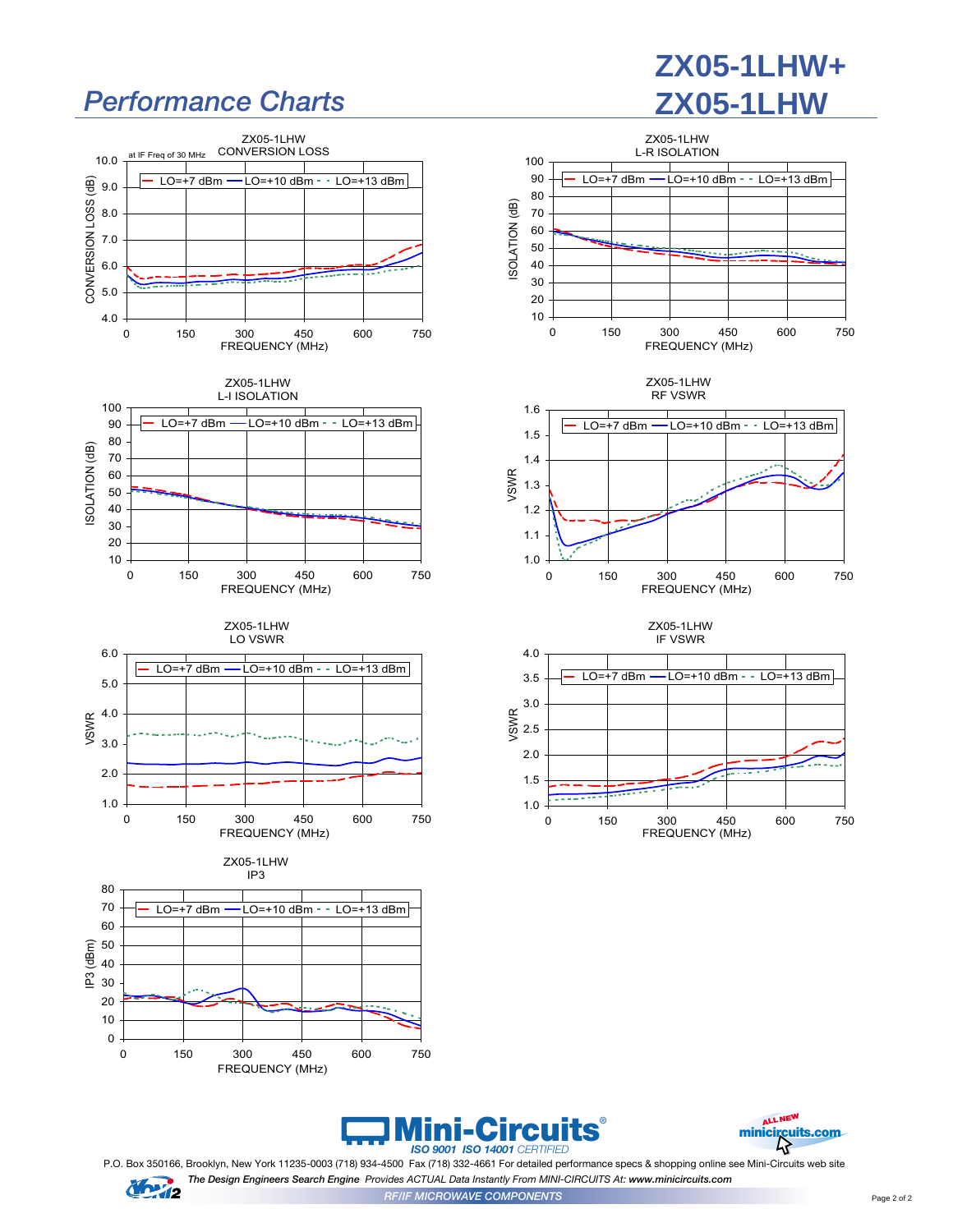# ZX05-1LHW+
# ZX05-1LHW

## Performance Charts

ZX05-1LHW
CONVERSION LOSS
at IF Freq of 30 MHz
LO=+7 dBm  LO=+10 dBm  LO=+13 dBm
CONVERSION LOSS (dB)
10.0 9.0 8.0 7.0 6.0 5.0 4.0
0 150 300 450 600 750
FREQUENCY (MHz)

ZX05-1LHW
L-R ISOLATION
LO=+7 dBm  LO=+10 dBm  LO=+13 dBm
ISOLATION (dB)
100 90 80 70 60 50 40 30 20 10
0 150 300 450 600 750
FREQUENCY (MHz)

ZX05-1LHW
L-I ISOLATION
LO=+7 dBm  LO=+10 dBm  LO=+13 dBm
ISOLATION (dB)
100 90 80 70 60 50 40 30 20 10
0 150 300 450 600 750
FREQUENCY (MHz)

ZX05-1LHW
RF VSWR
LO=+7 dBm  LO=+10 dBm  LO=+13 dBm
VSWR
1.6 1.5 1.4 1.3 1.2 1.1 1.0
0 150 300 450 600 750
FREQUENCY (MHz)

ZX05-1LHW
LO VSWR
LO=+7 dBm  LO=+10 dBm  LO=+13 dBm
VSWR
6.0 5.0 4.0 3.0 2.0 1.0
0 150 300 450 600 750
FREQUENCY (MHz)

ZX05-1LHW
IF VSWR
LO=+7 dBm  LO=+10 dBm  LO=+13 dBm
VSWR
4.0 3.5 3.0 2.5 2.0 1.5 1.0
0 150 300 450 600 750
FREQUENCY (MHz)

ZX05-1LHW
IP3
LO=+7 dBm  LO=+10 dBm  LO=+13 dBm
IP3 (dBm)
80 70 60 50 40 30 20 10 0
0 150 300 450 600 750
FREQUENCY (MHz)

Mini-Circuits®
*ISO 9001 ISO 14001 CERTIFIED*

ALL NEW minicircuits.com

P.O. Box 350166, Brooklyn, New York 11235-0003 (718) 934-4500 Fax (718) 332-4661 For detailed performance specs & shopping online see Mini-Circuits web site

*The Design Engineers Search Engine Provides ACTUAL Data Instantly From MINI-CIRCUITS At: www.minicircuits.com*

*RF/IF MICROWAVE COMPONENTS*